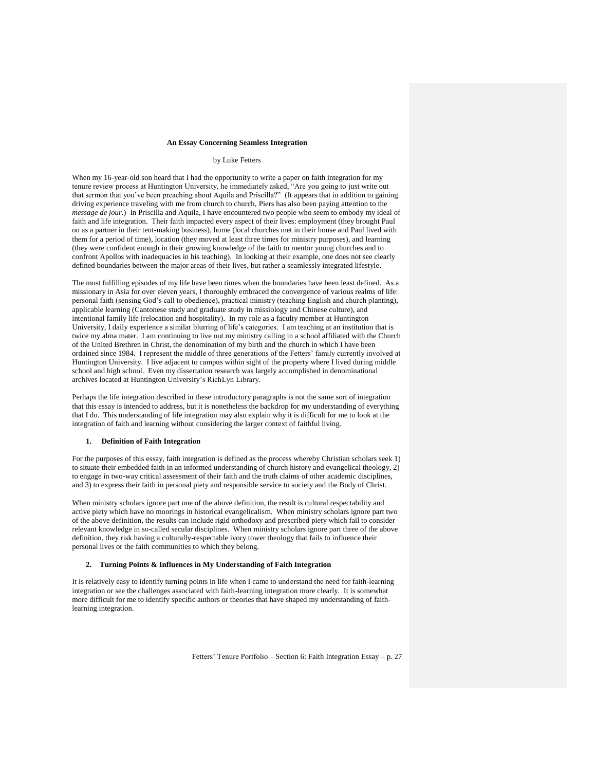# An Essay Concerning Seamless Integration

by Luke Fetters

When my 16-year-old son heard that I had the opportunity to write a paper on faith integration for my tenure review process at Huntington University, he immediately asked, "Are you going to just write out that sermon that you've been preaching about Aquila and Priscilla?" (It appears that in addition to gaining driving experience traveling with me from church to church, Piers has also been paying attention to the *message de jour*.) In Priscilla and Aquila, I have encountered two people who seem to embody my ideal of faith and life integration. Their faith impacted every aspect of their lives: employment (they brought Paul on as a partner in their tent-making business), home (local churches met in their house and Paul lived with them for a period of time), location (they moved at least three times for ministry purposes), and learning (they were confident enough in their growing knowledge of the faith to mentor young churches and to confront Apollos with inadequacies in his teaching). In looking at their example, one does not see clearly defined boundaries between the major areas of their lives, but rather a seamlessly integrated lifestyle.

The most fulfilling episodes of my life have been times when the boundaries have been least defined. As a missionary in Asia for over eleven years, I thoroughly embraced the convergence of various realms of life: personal faith (sensing God's call to obedience), practical ministry (teaching English and church planting), applicable learning (Cantonese study and graduate study in missiology and Chinese culture), and intentional family life (relocation and hospitality). In my role as a faculty member at Huntington University, I daily experience a similar blurring of life's categories. I am teaching at an institution that is twice my alma mater. I am continuing to live out my ministry calling in a school affiliated with the Church of the United Brethren in Christ, the denomination of my birth and the church in which I have been ordained since 1984. I represent the middle of three generations of the Fetters' family currently involved at Huntington University. I live adjacent to campus within sight of the property where I lived during middle school and high school. Even my dissertation research was largely accomplished in denominational archives located at Huntington University's RichLyn Library.

Perhaps the life integration described in these introductory paragraphs is not the same sort of integration that this essay is intended to address, but it is nonetheless the backdrop for my understanding of everything that I do. This understanding of life integration may also explain why it is difficult for me to look at the integration of faith and learning without considering the larger context of faithful living.

## 1. Definition of Faith Integration

For the purposes of this essay, faith integration is defined as the process whereby Christian scholars seek 1) to situate their embedded faith in an informed understanding of church history and evangelical theology, 2) to engage in two-way critical assessment of their faith and the truth claims of other academic disciplines, and 3) to express their faith in personal piety and responsible service to society and the Body of Christ.

When ministry scholars ignore part one of the above definition, the result is cultural respectability and active piety which have no moorings in historical evangelicalism. When ministry scholars ignore part two of the above definition, the results can include rigid orthodoxy and prescribed piety which fail to consider relevant knowledge in so-called secular disciplines. When ministry scholars ignore part three of the above definition, they risk having a culturally-respectable ivory tower theology that fails to influence their personal lives or the faith communities to which they belong.

## 2. Turning Points & Influences in My Understanding of Faith Integration

It is relatively easy to identify turning points in life when I came to understand the need for faith-learning integration or see the challenges associated with faith-learning integration more clearly. It is somewhat more difficult for me to identify specific authors or theories that have shaped my understanding of faith-learning integration.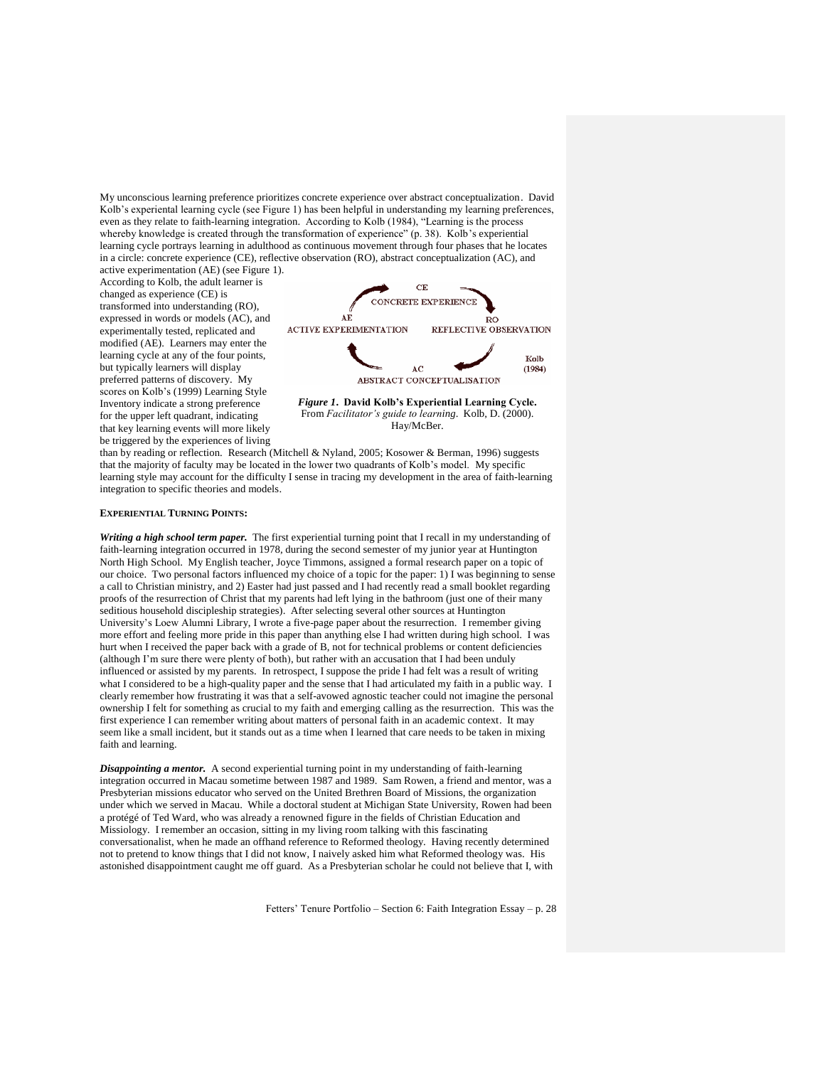My unconscious learning preference prioritizes concrete experience over abstract conceptualization. David Kolb's experiential learning cycle (see Figure 1) has been helpful in understanding my learning preferences, even as they relate to faith-learning integration. According to Kolb (1984), "Learning is the process whereby knowledge is created through the transformation of experience" (p. 38). Kolb's experiential learning cycle portrays learning in adulthood as continuous movement through four phases that he locates in a circle: concrete experience (CE), reflective observation (RO), abstract conceptualization (AC), and active experimentation (AE) (see Figure 1).

According to Kolb, the adult learner is changed as experience (CE) is transformed into understanding (RO), expressed in words or models (AC), and experimentally tested, replicated and modified (AE). Learners may enter the learning cycle at any of the four points, but typically learners will display preferred patterns of discovery. My scores on Kolb's (1999) Learning Style Inventory indicate a strong preference for the upper left quadrant, indicating that key learning events will more likely be triggered by the experiences of living than by reading or reflection. Research (Mitchell & Nyland, 2005; Kosower & Berman, 1996) suggests that the majority of faculty may be located in the lower two quadrants of Kolb's model. My specific learning style may account for the difficulty I sense in tracing my development in the area of faith-learning integration to specific theories and models.

CE
CONCRETE EXPERIENCE
AE
ACTIVE EXPERIMENTATION
RO
REFLECTIVE OBSERVATION
AC
ABSTRACT CONCEPTUALISATION
Kolb (1984)

***Figure 1*. David Kolb's Experiential Learning Cycle.** From *Facilitator's guide to learning*. Kolb, D. (2000). Hay/McBer.

**EXPERIENTIAL TURNING POINTS:**

***Writing a high school term paper.*** The first experiential turning point that I recall in my understanding of faith-learning integration occurred in 1978, during the second semester of my junior year at Huntington North High School. My English teacher, Joyce Timmons, assigned a formal research paper on a topic of our choice. Two personal factors influenced my choice of a topic for the paper: 1) I was beginning to sense a call to Christian ministry, and 2) Easter had just passed and I had recently read a small booklet regarding proofs of the resurrection of Christ that my parents had left lying in the bathroom (just one of their many seditious household discipleship strategies). After selecting several other sources at Huntington University's Loew Alumni Library, I wrote a five-page paper about the resurrection. I remember giving more effort and feeling more pride in this paper than anything else I had written during high school. I was hurt when I received the paper back with a grade of B, not for technical problems or content deficiencies (although I'm sure there were plenty of both), but rather with an accusation that I had been unduly influenced or assisted by my parents. In retrospect, I suppose the pride I had felt was a result of writing what I considered to be a high-quality paper and the sense that I had articulated my faith in a public way. I clearly remember how frustrating it was that a self-avowed agnostic teacher could not imagine the personal ownership I felt for something as crucial to my faith and emerging calling as the resurrection. This was the first experience I can remember writing about matters of personal faith in an academic context. It may seem like a small incident, but it stands out as a time when I learned that care needs to be taken in mixing faith and learning.

***Disappointing a mentor.*** A second experiential turning point in my understanding of faith-learning integration occurred in Macau sometime between 1987 and 1989. Sam Rowen, a friend and mentor, was a Presbyterian missions educator who served on the United Brethren Board of Missions, the organization under which we served in Macau. While a doctoral student at Michigan State University, Rowen had been a protégé of Ted Ward, who was already a renowned figure in the fields of Christian Education and Missiology. I remember an occasion, sitting in my living room talking with this fascinating conversationalist, when he made an offhand reference to Reformed theology. Having recently determined not to pretend to know things that I did not know, I naively asked him what Reformed theology was. His astonished disappointment caught me off guard. As a Presbyterian scholar he could not believe that I, with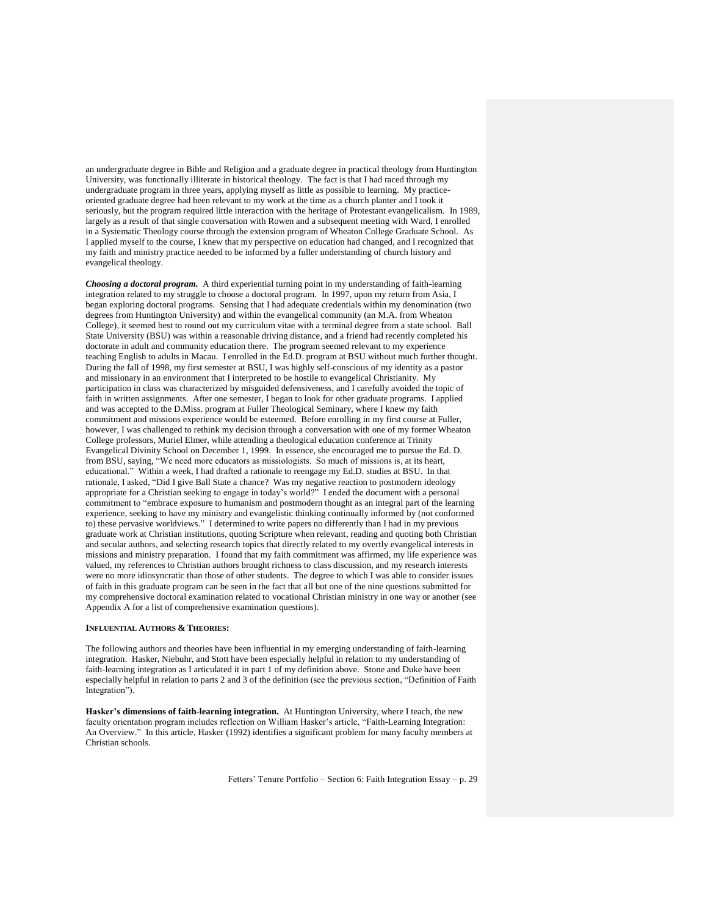an undergraduate degree in Bible and Religion and a graduate degree in practical theology from Huntington University, was functionally illiterate in historical theology. The fact is that I had raced through my undergraduate program in three years, applying myself as little as possible to learning. My practice-oriented graduate degree had been relevant to my work at the time as a church planter and I took it seriously, but the program required little interaction with the heritage of Protestant evangelicalism. In 1989, largely as a result of that single conversation with Rowen and a subsequent meeting with Ward, I enrolled in a Systematic Theology course through the extension program of Wheaton College Graduate School. As I applied myself to the course, I knew that my perspective on education had changed, and I recognized that my faith and ministry practice needed to be informed by a fuller understanding of church history and evangelical theology.

***Choosing a doctoral program.*** A third experiential turning point in my understanding of faith-learning integration related to my struggle to choose a doctoral program. In 1997, upon my return from Asia, I began exploring doctoral programs. Sensing that I had adequate credentials within my denomination (two degrees from Huntington University) and within the evangelical community (an M.A. from Wheaton College), it seemed best to round out my curriculum vitae with a terminal degree from a state school. Ball State University (BSU) was within a reasonable driving distance, and a friend had recently completed his doctorate in adult and community education there. The program seemed relevant to my experience teaching English to adults in Macau. I enrolled in the Ed.D. program at BSU without much further thought. During the fall of 1998, my first semester at BSU, I was highly self-conscious of my identity as a pastor and missionary in an environment that I interpreted to be hostile to evangelical Christianity. My participation in class was characterized by misguided defensiveness, and I carefully avoided the topic of faith in written assignments. After one semester, I began to look for other graduate programs. I applied and was accepted to the D.Miss. program at Fuller Theological Seminary, where I knew my faith commitment and missions experience would be esteemed. Before enrolling in my first course at Fuller, however, I was challenged to rethink my decision through a conversation with one of my former Wheaton College professors, Muriel Elmer, while attending a theological education conference at Trinity Evangelical Divinity School on December 1, 1999. In essence, she encouraged me to pursue the Ed. D. from BSU, saying, "We need more educators as missiologists. So much of missions is, at its heart, educational." Within a week, I had drafted a rationale to reengage my Ed.D. studies at BSU. In that rationale, I asked, "Did I give Ball State a chance? Was my negative reaction to postmodern ideology appropriate for a Christian seeking to engage in today's world?" I ended the document with a personal commitment to "embrace exposure to humanism and postmodern thought as an integral part of the learning experience, seeking to have my ministry and evangelistic thinking continually informed by (not conformed to) these pervasive worldviews." I determined to write papers no differently than I had in my previous graduate work at Christian institutions, quoting Scripture when relevant, reading and quoting both Christian and secular authors, and selecting research topics that directly related to my overtly evangelical interests in missions and ministry preparation. I found that my faith commitment was affirmed, my life experience was valued, my references to Christian authors brought richness to class discussion, and my research interests were no more idiosyncratic than those of other students. The degree to which I was able to consider issues of faith in this graduate program can be seen in the fact that all but one of the nine questions submitted for my comprehensive doctoral examination related to vocational Christian ministry in one way or another (see Appendix A for a list of comprehensive examination questions).

#### INFLUENTIAL AUTHORS & THEORIES:

The following authors and theories have been influential in my emerging understanding of faith-learning integration. Hasker, Niebuhr, and Stott have been especially helpful in relation to my understanding of faith-learning integration as I articulated it in part 1 of my definition above. Stone and Duke have been especially helpful in relation to parts 2 and 3 of the definition (see the previous section, "Definition of Faith Integration").

**Hasker's dimensions of faith-learning integration.** At Huntington University, where I teach, the new faculty orientation program includes reflection on William Hasker's article, "Faith-Learning Integration: An Overview." In this article, Hasker (1992) identifies a significant problem for many faculty members at Christian schools.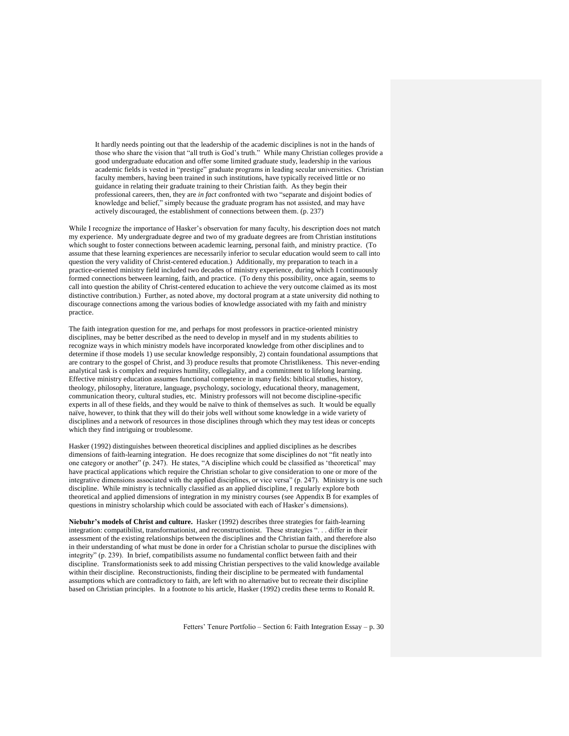> It hardly needs pointing out that the leadership of the academic disciplines is not in the hands of those who share the vision that "all truth is God's truth." While many Christian colleges provide a good undergraduate education and offer some limited graduate study, leadership in the various academic fields is vested in "prestige" graduate programs in leading secular universities. Christian faculty members, having been trained in such institutions, have typically received little or no guidance in relating their graduate training to their Christian faith. As they begin their professional careers, then, they are *in fact* confronted with two "separate and disjoint bodies of knowledge and belief," simply because the graduate program has not assisted, and may have actively discouraged, the establishment of connections between them. (p. 237)

While I recognize the importance of Hasker's observation for many faculty, his description does not match my experience. My undergraduate degree and two of my graduate degrees are from Christian institutions which sought to foster connections between academic learning, personal faith, and ministry practice. (To assume that these learning experiences are necessarily inferior to secular education would seem to call into question the very validity of Christ-centered education.) Additionally, my preparation to teach in a practice-oriented ministry field included two decades of ministry experience, during which I continuously formed connections between learning, faith, and practice. (To deny this possibility, once again, seems to call into question the ability of Christ-centered education to achieve the very outcome claimed as its most distinctive contribution.) Further, as noted above, my doctoral program at a state university did nothing to discourage connections among the various bodies of knowledge associated with my faith and ministry practice.

The faith integration question for me, and perhaps for most professors in practice-oriented ministry disciplines, may be better described as the need to develop in myself and in my students abilities to recognize ways in which ministry models have incorporated knowledge from other disciplines and to determine if those models 1) use secular knowledge responsibly, 2) contain foundational assumptions that are contrary to the gospel of Christ, and 3) produce results that promote Christlikeness. This never-ending analytical task is complex and requires humility, collegiality, and a commitment to lifelong learning. Effective ministry education assumes functional competence in many fields: biblical studies, history, theology, philosophy, literature, language, psychology, sociology, educational theory, management, communication theory, cultural studies, etc. Ministry professors will not become discipline-specific experts in all of these fields, and they would be naïve to think of themselves as such. It would be equally naïve, however, to think that they will do their jobs well without some knowledge in a wide variety of disciplines and a network of resources in those disciplines through which they may test ideas or concepts which they find intriguing or troublesome.

Hasker (1992) distinguishes between theoretical disciplines and applied disciplines as he describes dimensions of faith-learning integration. He does recognize that some disciplines do not "fit neatly into one category or another" (p. 247). He states, "A discipline which could be classified as 'theoretical' may have practical applications which require the Christian scholar to give consideration to one or more of the integrative dimensions associated with the applied disciplines, or vice versa" (p. 247). Ministry is one such discipline. While ministry is technically classified as an applied discipline, I regularly explore both theoretical and applied dimensions of integration in my ministry courses (see Appendix B for examples of questions in ministry scholarship which could be associated with each of Hasker's dimensions).

**Niebuhr's models of Christ and culture.** Hasker (1992) describes three strategies for faith-learning integration: compatibilist, transformationist, and reconstructionist. These strategies ". . . differ in their assessment of the existing relationships between the disciplines and the Christian faith, and therefore also in their understanding of what must be done in order for a Christian scholar to pursue the disciplines with integrity" (p. 239). In brief, compatibilists assume no fundamental conflict between faith and their discipline. Transformationists seek to add missing Christian perspectives to the valid knowledge available within their discipline. Reconstructionists, finding their discipline to be permeated with fundamental assumptions which are contradictory to faith, are left with no alternative but to recreate their discipline based on Christian principles. In a footnote to his article, Hasker (1992) credits these terms to Ronald R.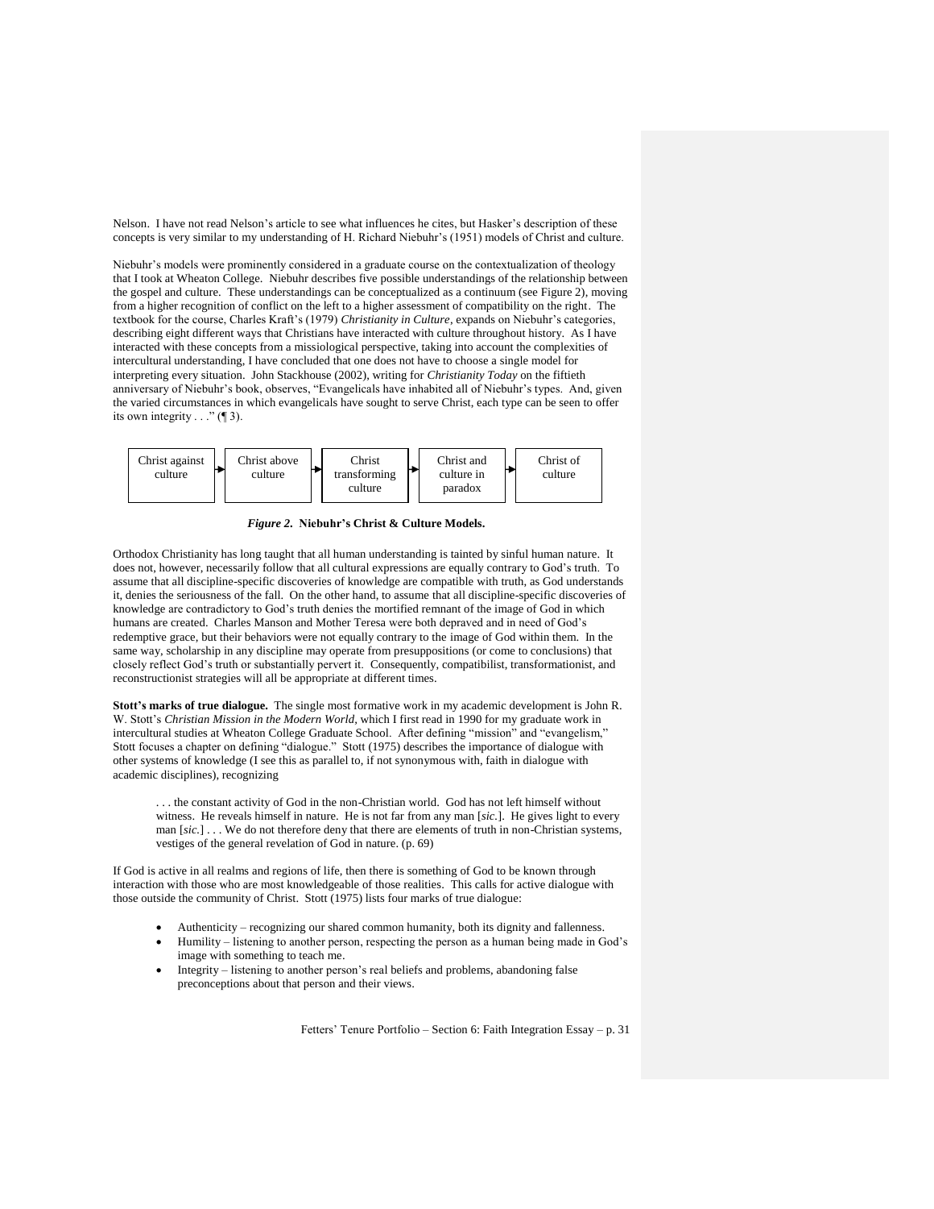Nelson. I have not read Nelson's article to see what influences he cites, but Hasker's description of these concepts is very similar to my understanding of H. Richard Niebuhr's (1951) models of Christ and culture.

Niebuhr's models were prominently considered in a graduate course on the contextualization of theology that I took at Wheaton College. Niebuhr describes five possible understandings of the relationship between the gospel and culture. These understandings can be conceptualized as a continuum (see Figure 2), moving from a higher recognition of conflict on the left to a higher assessment of compatibility on the right. The textbook for the course, Charles Kraft's (1979) *Christianity in Culture*, expands on Niebuhr's categories, describing eight different ways that Christians have interacted with culture throughout history. As I have interacted with these concepts from a missiological perspective, taking into account the complexities of intercultural understanding, I have concluded that one does not have to choose a single model for interpreting every situation. John Stackhouse (2002), writing for *Christianity Today* on the fiftieth anniversary of Niebuhr's book, observes, "Evangelicals have inhabited all of Niebuhr's types. And, given the varied circumstances in which evangelicals have sought to serve Christ, each type can be seen to offer its own integrity . . ." (¶ 3).

Christ against culture → Christ above culture → Christ transforming culture → Christ and culture in paradox → Christ of culture

***Figure 2*. Niebuhr's Christ & Culture Models.**

Orthodox Christianity has long taught that all human understanding is tainted by sinful human nature. It does not, however, necessarily follow that all cultural expressions are equally contrary to God's truth. To assume that all discipline-specific discoveries of knowledge are compatible with truth, as God understands it, denies the seriousness of the fall. On the other hand, to assume that all discipline-specific discoveries of knowledge are contradictory to God's truth denies the mortified remnant of the image of God in which humans are created. Charles Manson and Mother Teresa were both depraved and in need of God's redemptive grace, but their behaviors were not equally contrary to the image of God within them. In the same way, scholarship in any discipline may operate from presuppositions (or come to conclusions) that closely reflect God's truth or substantially pervert it. Consequently, compatibilist, transformationist, and reconstructionist strategies will all be appropriate at different times.

**Stott's marks of true dialogue.** The single most formative work in my academic development is John R. W. Stott's *Christian Mission in the Modern World*, which I first read in 1990 for my graduate work in intercultural studies at Wheaton College Graduate School. After defining "mission" and "evangelism," Stott focuses a chapter on defining "dialogue." Stott (1975) describes the importance of dialogue with other systems of knowledge (I see this as parallel to, if not synonymous with, faith in dialogue with academic disciplines), recognizing

> . . . the constant activity of God in the non-Christian world. God has not left himself without witness. He reveals himself in nature. He is not far from any man [*sic.*]. He gives light to every man [*sic.*] . . . We do not therefore deny that there are elements of truth in non-Christian systems, vestiges of the general revelation of God in nature. (p. 69)

If God is active in all realms and regions of life, then there is something of God to be known through interaction with those who are most knowledgeable of those realities. This calls for active dialogue with those outside the community of Christ. Stott (1975) lists four marks of true dialogue:

- Authenticity – recognizing our shared common humanity, both its dignity and fallenness.
- Humility – listening to another person, respecting the person as a human being made in God's image with something to teach me.
- Integrity – listening to another person's real beliefs and problems, abandoning false preconceptions about that person and their views.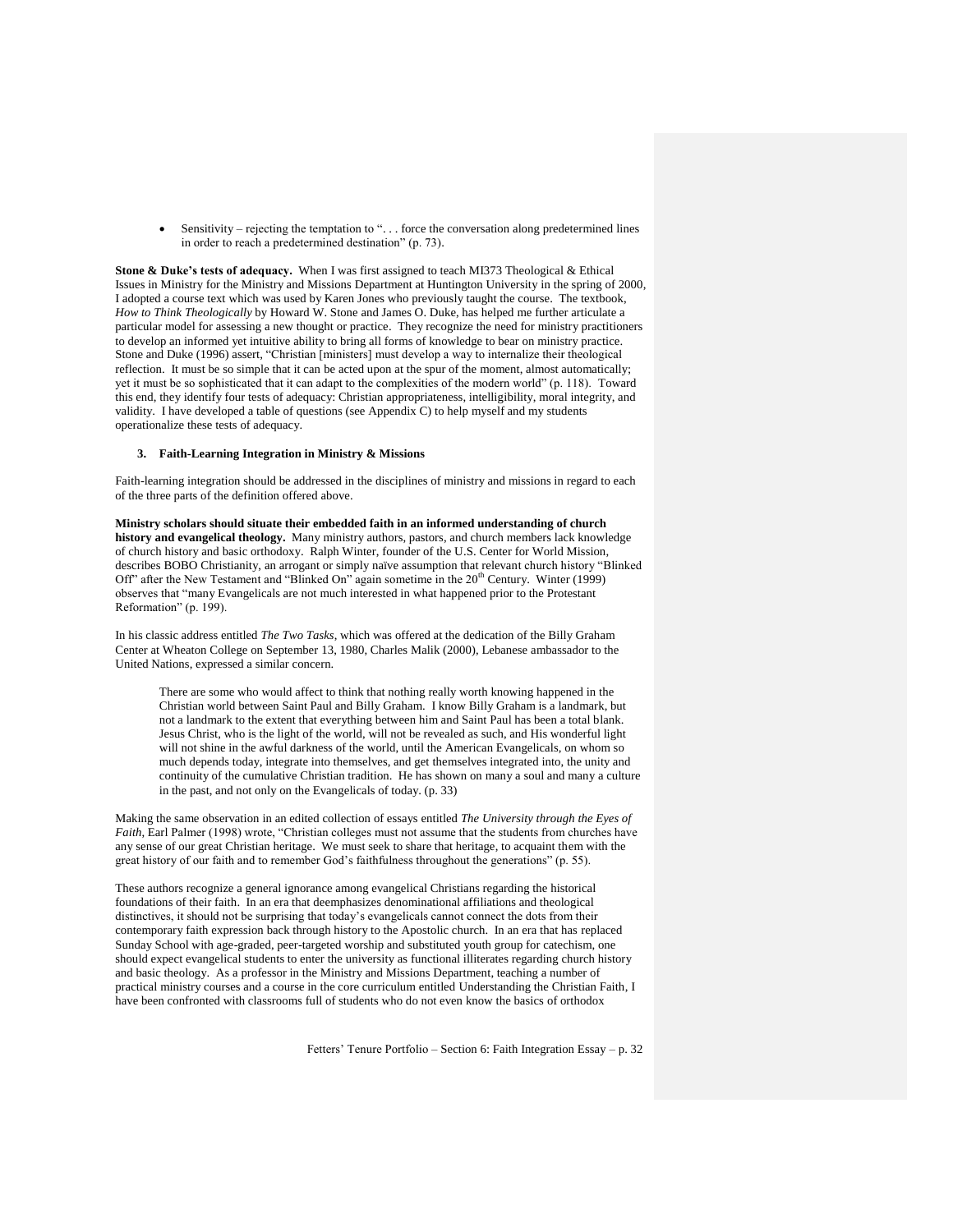- Sensitivity – rejecting the temptation to ". . . force the conversation along predetermined lines in order to reach a predetermined destination" (p. 73).

**Stone & Duke's tests of adequacy.** When I was first assigned to teach MI373 Theological & Ethical Issues in Ministry for the Ministry and Missions Department at Huntington University in the spring of 2000, I adopted a course text which was used by Karen Jones who previously taught the course. The textbook, *How to Think Theologically* by Howard W. Stone and James O. Duke, has helped me further articulate a particular model for assessing a new thought or practice. They recognize the need for ministry practitioners to develop an informed yet intuitive ability to bring all forms of knowledge to bear on ministry practice. Stone and Duke (1996) assert, "Christian [ministers] must develop a way to internalize their theological reflection. It must be so simple that it can be acted upon at the spur of the moment, almost automatically; yet it must be so sophisticated that it can adapt to the complexities of the modern world" (p. 118). Toward this end, they identify four tests of adequacy: Christian appropriateness, intelligibility, moral integrity, and validity. I have developed a table of questions (see Appendix C) to help myself and my students operationalize these tests of adequacy.

### 3. Faith-Learning Integration in Ministry & Missions

Faith-learning integration should be addressed in the disciplines of ministry and missions in regard to each of the three parts of the definition offered above.

**Ministry scholars should situate their embedded faith in an informed understanding of church history and evangelical theology.** Many ministry authors, pastors, and church members lack knowledge of church history and basic orthodoxy. Ralph Winter, founder of the U.S. Center for World Mission, describes BOBO Christianity, an arrogant or simply naïve assumption that relevant church history "Blinked Off" after the New Testament and "Blinked On" again sometime in the 20th Century. Winter (1999) observes that "many Evangelicals are not much interested in what happened prior to the Protestant Reformation" (p. 199).

In his classic address entitled *The Two Tasks*, which was offered at the dedication of the Billy Graham Center at Wheaton College on September 13, 1980, Charles Malik (2000), Lebanese ambassador to the United Nations, expressed a similar concern.

> There are some who would affect to think that nothing really worth knowing happened in the Christian world between Saint Paul and Billy Graham. I know Billy Graham is a landmark, but not a landmark to the extent that everything between him and Saint Paul has been a total blank. Jesus Christ, who is the light of the world, will not be revealed as such, and His wonderful light will not shine in the awful darkness of the world, until the American Evangelicals, on whom so much depends today, integrate into themselves, and get themselves integrated into, the unity and continuity of the cumulative Christian tradition. He has shown on many a soul and many a culture in the past, and not only on the Evangelicals of today. (p. 33)

Making the same observation in an edited collection of essays entitled *The University through the Eyes of Faith*, Earl Palmer (1998) wrote, "Christian colleges must not assume that the students from churches have any sense of our great Christian heritage. We must seek to share that heritage, to acquaint them with the great history of our faith and to remember God's faithfulness throughout the generations" (p. 55).

These authors recognize a general ignorance among evangelical Christians regarding the historical foundations of their faith. In an era that deemphasizes denominational affiliations and theological distinctives, it should not be surprising that today's evangelicals cannot connect the dots from their contemporary faith expression back through history to the Apostolic church. In an era that has replaced Sunday School with age-graded, peer-targeted worship and substituted youth group for catechism, one should expect evangelical students to enter the university as functional illiterates regarding church history and basic theology. As a professor in the Ministry and Missions Department, teaching a number of practical ministry courses and a course in the core curriculum entitled Understanding the Christian Faith, I have been confronted with classrooms full of students who do not even know the basics of orthodox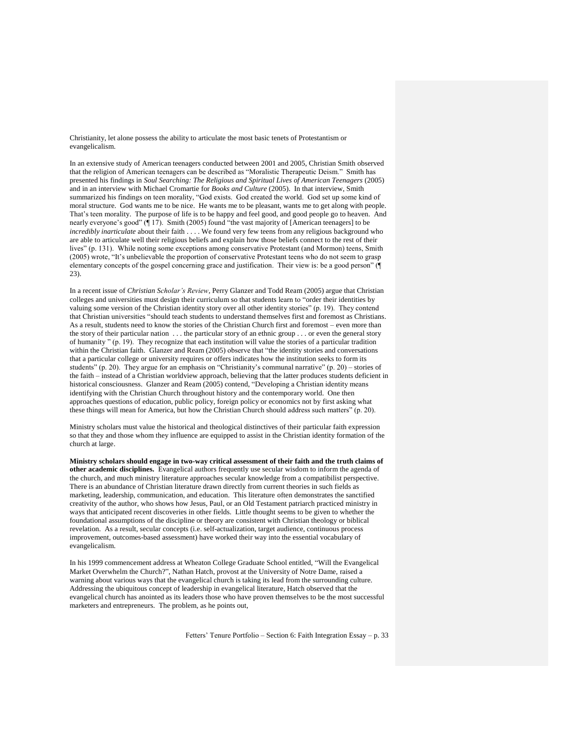Christianity, let alone possess the ability to articulate the most basic tenets of Protestantism or evangelicalism.

In an extensive study of American teenagers conducted between 2001 and 2005, Christian Smith observed that the religion of American teenagers can be described as "Moralistic Therapeutic Deism." Smith has presented his findings in *Soul Searching: The Religious and Spiritual Lives of American Teenagers* (2005) and in an interview with Michael Cromartie for *Books and Culture* (2005). In that interview, Smith summarized his findings on teen morality, "God exists. God created the world. God set up some kind of moral structure. God wants me to be nice. He wants me to be pleasant, wants me to get along with people. That's teen morality. The purpose of life is to be happy and feel good, and good people go to heaven. And nearly everyone's good" (¶ 17). Smith (2005) found "the vast majority of [American teenagers] to be *incredibly inarticulate* about their faith . . . . We found very few teens from any religious background who are able to articulate well their religious beliefs and explain how those beliefs connect to the rest of their lives" (p. 131). While noting some exceptions among conservative Protestant (and Mormon) teens, Smith (2005) wrote, "It's unbelievable the proportion of conservative Protestant teens who do not seem to grasp elementary concepts of the gospel concerning grace and justification. Their view is: be a good person" (¶ 23).

In a recent issue of *Christian Scholar's Review*, Perry Glanzer and Todd Ream (2005) argue that Christian colleges and universities must design their curriculum so that students learn to "order their identities by valuing some version of the Christian identity story over all other identity stories" (p. 19). They contend that Christian universities "should teach students to understand themselves first and foremost as Christians. As a result, students need to know the stories of the Christian Church first and foremost – even more than the story of their particular nation . . . the particular story of an ethnic group . . . or even the general story of humanity " (p. 19). They recognize that each institution will value the stories of a particular tradition within the Christian faith. Glanzer and Ream (2005) observe that "the identity stories and conversations that a particular college or university requires or offers indicates how the institution seeks to form its students" (p. 20). They argue for an emphasis on "Christianity's communal narrative" (p. 20) – stories of the faith – instead of a Christian worldview approach, believing that the latter produces students deficient in historical consciousness. Glanzer and Ream (2005) contend, "Developing a Christian identity means identifying with the Christian Church throughout history and the contemporary world. One then approaches questions of education, public policy, foreign policy or economics not by first asking what these things will mean for America, but how the Christian Church should address such matters" (p. 20).

Ministry scholars must value the historical and theological distinctives of their particular faith expression so that they and those whom they influence are equipped to assist in the Christian identity formation of the church at large.

**Ministry scholars should engage in two-way critical assessment of their faith and the truth claims of other academic disciplines.** Evangelical authors frequently use secular wisdom to inform the agenda of the church, and much ministry literature approaches secular knowledge from a compatibilist perspective. There is an abundance of Christian literature drawn directly from current theories in such fields as marketing, leadership, communication, and education. This literature often demonstrates the sanctified creativity of the author, who shows how Jesus, Paul, or an Old Testament patriarch practiced ministry in ways that anticipated recent discoveries in other fields. Little thought seems to be given to whether the foundational assumptions of the discipline or theory are consistent with Christian theology or biblical revelation. As a result, secular concepts (i.e. self-actualization, target audience, continuous process improvement, outcomes-based assessment) have worked their way into the essential vocabulary of evangelicalism.

In his 1999 commencement address at Wheaton College Graduate School entitled, "Will the Evangelical Market Overwhelm the Church?", Nathan Hatch, provost at the University of Notre Dame, raised a warning about various ways that the evangelical church is taking its lead from the surrounding culture. Addressing the ubiquitous concept of leadership in evangelical literature, Hatch observed that the evangelical church has anointed as its leaders those who have proven themselves to be the most successful marketers and entrepreneurs. The problem, as he points out,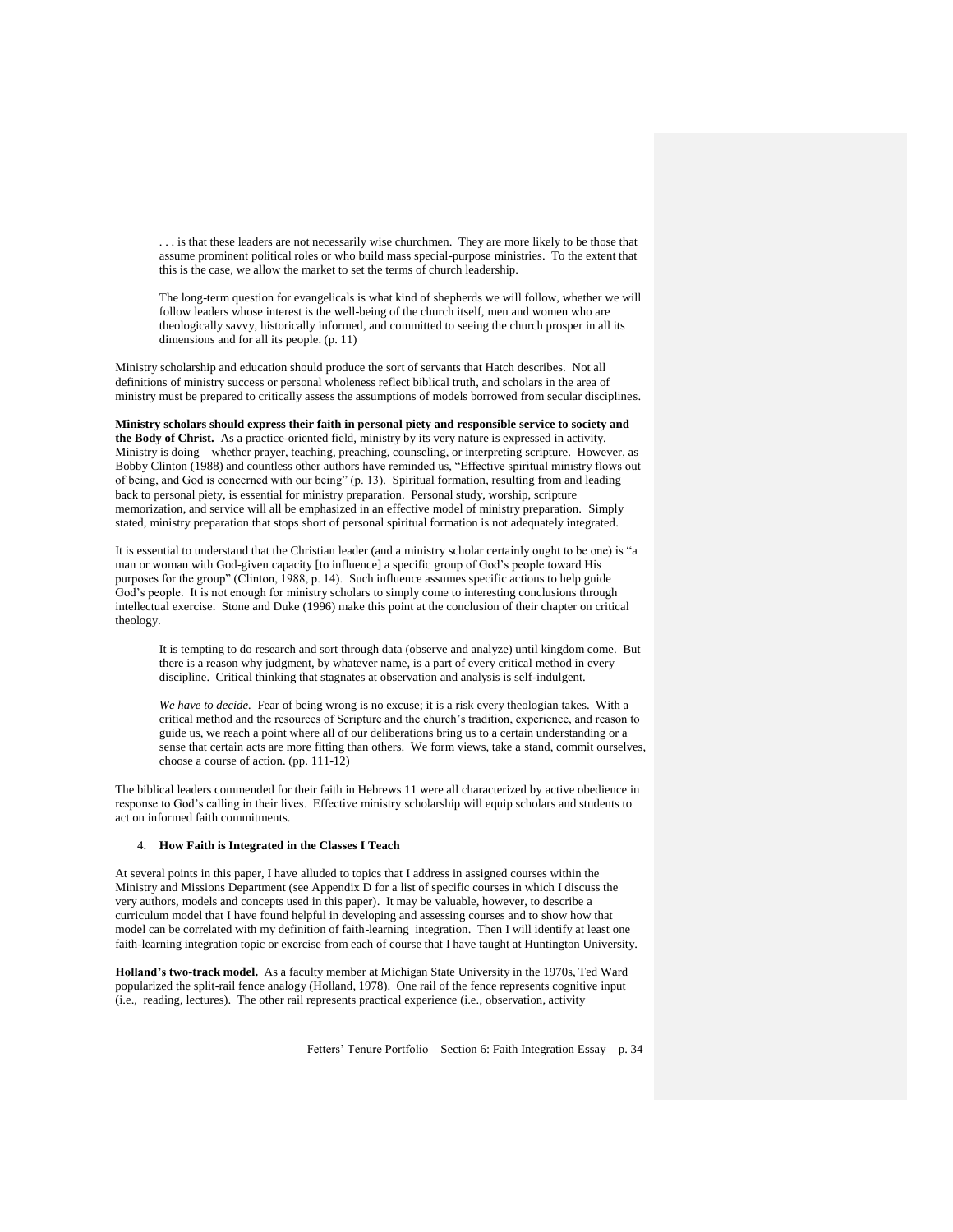> . . . is that these leaders are not necessarily wise churchmen. They are more likely to be those that assume prominent political roles or who build mass special-purpose ministries. To the extent that this is the case, we allow the market to set the terms of church leadership.
>
> The long-term question for evangelicals is what kind of shepherds we will follow, whether we will follow leaders whose interest is the well-being of the church itself, men and women who are theologically savvy, historically informed, and committed to seeing the church prosper in all its dimensions and for all its people. (p. 11)

Ministry scholarship and education should produce the sort of servants that Hatch describes. Not all definitions of ministry success or personal wholeness reflect biblical truth, and scholars in the area of ministry must be prepared to critically assess the assumptions of models borrowed from secular disciplines.

**Ministry scholars should express their faith in personal piety and responsible service to society and the Body of Christ.** As a practice-oriented field, ministry by its very nature is expressed in activity. Ministry is doing – whether prayer, teaching, preaching, counseling, or interpreting scripture. However, as Bobby Clinton (1988) and countless other authors have reminded us, "Effective spiritual ministry flows out of being, and God is concerned with our being" (p. 13). Spiritual formation, resulting from and leading back to personal piety, is essential for ministry preparation. Personal study, worship, scripture memorization, and service will all be emphasized in an effective model of ministry preparation. Simply stated, ministry preparation that stops short of personal spiritual formation is not adequately integrated.

It is essential to understand that the Christian leader (and a ministry scholar certainly ought to be one) is "a man or woman with God-given capacity [to influence] a specific group of God's people toward His purposes for the group" (Clinton, 1988, p. 14). Such influence assumes specific actions to help guide God's people. It is not enough for ministry scholars to simply come to interesting conclusions through intellectual exercise. Stone and Duke (1996) make this point at the conclusion of their chapter on critical theology.

> It is tempting to do research and sort through data (observe and analyze) until kingdom come. But there is a reason why judgment, by whatever name, is a part of every critical method in every discipline. Critical thinking that stagnates at observation and analysis is self-indulgent.
>
> *We have to decide.* Fear of being wrong is no excuse; it is a risk every theologian takes. With a critical method and the resources of Scripture and the church's tradition, experience, and reason to guide us, we reach a point where all of our deliberations bring us to a certain understanding or a sense that certain acts are more fitting than others. We form views, take a stand, commit ourselves, choose a course of action. (pp. 111-12)

The biblical leaders commended for their faith in Hebrews 11 were all characterized by active obedience in response to God's calling in their lives. Effective ministry scholarship will equip scholars and students to act on informed faith commitments.

## 4. **How Faith is Integrated in the Classes I Teach**

At several points in this paper, I have alluded to topics that I address in assigned courses within the Ministry and Missions Department (see Appendix D for a list of specific courses in which I discuss the very authors, models and concepts used in this paper). It may be valuable, however, to describe a curriculum model that I have found helpful in developing and assessing courses and to show how that model can be correlated with my definition of faith-learning integration. Then I will identify at least one faith-learning integration topic or exercise from each of course that I have taught at Huntington University.

**Holland's two-track model.** As a faculty member at Michigan State University in the 1970s, Ted Ward popularized the split-rail fence analogy (Holland, 1978). One rail of the fence represents cognitive input (i.e., reading, lectures). The other rail represents practical experience (i.e., observation, activity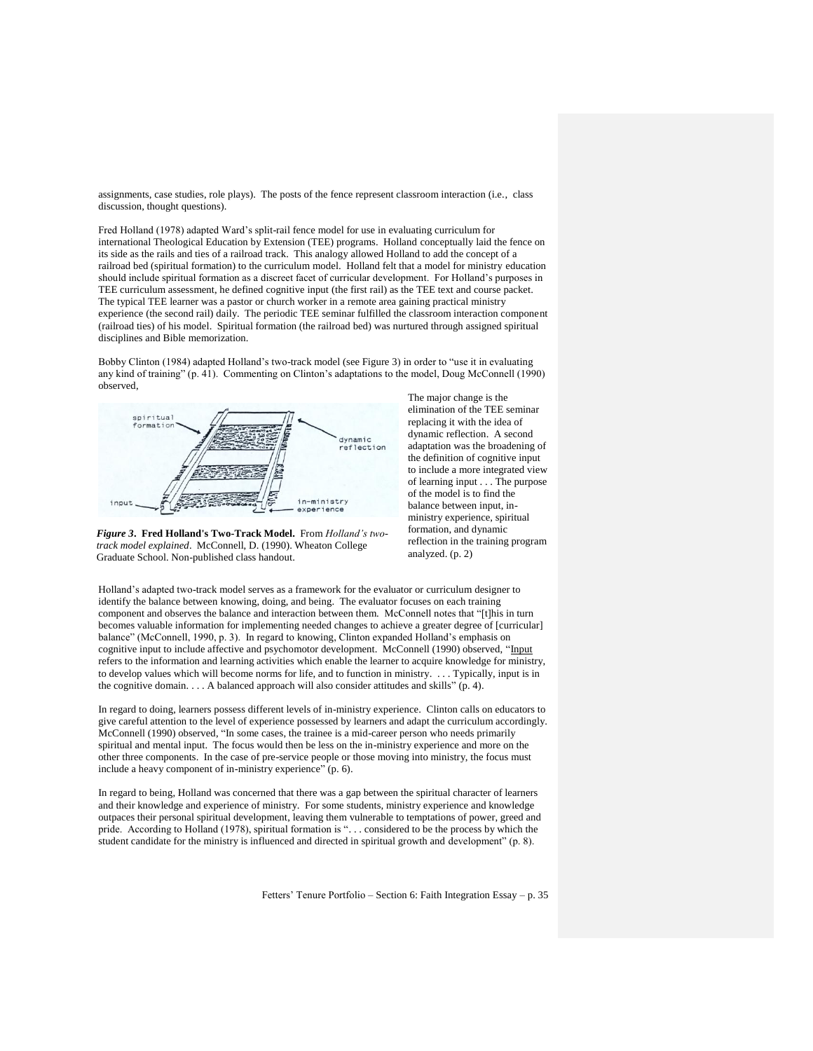assignments, case studies, role plays). The posts of the fence represent classroom interaction (i.e., class discussion, thought questions).

Fred Holland (1978) adapted Ward's split-rail fence model for use in evaluating curriculum for international Theological Education by Extension (TEE) programs. Holland conceptually laid the fence on its side as the rails and ties of a railroad track. This analogy allowed Holland to add the concept of a railroad bed (spiritual formation) to the curriculum model. Holland felt that a model for ministry education should include spiritual formation as a discreet facet of curricular development. For Holland's purposes in TEE curriculum assessment, he defined cognitive input (the first rail) as the TEE text and course packet. The typical TEE learner was a pastor or church worker in a remote area gaining practical ministry experience (the second rail) daily. The periodic TEE seminar fulfilled the classroom interaction component (railroad ties) of his model. Spiritual formation (the railroad bed) was nurtured through assigned spiritual disciplines and Bible memorization.

Bobby Clinton (1984) adapted Holland's two-track model (see Figure 3) in order to "use it in evaluating any kind of training" (p. 41). Commenting on Clinton's adaptations to the model, Doug McConnell (1990) observed,

> The major change is the elimination of the TEE seminar replacing it with the idea of dynamic reflection. A second adaptation was the broadening of the definition of cognitive input to include a more integrated view of learning input . . . The purpose of the model is to find the balance between input, in-ministry experience, spiritual formation, and dynamic reflection in the training program analyzed. (p. 2)

***Figure 3*. Fred Holland's Two-Track Model.** From *Holland's two-track model explained*. McConnell, D. (1990). Wheaton College Graduate School. Non-published class handout.

Holland's adapted two-track model serves as a framework for the evaluator or curriculum designer to identify the balance between knowing, doing, and being. The evaluator focuses on each training component and observes the balance and interaction between them. McConnell notes that "[t]his in turn becomes valuable information for implementing needed changes to achieve a greater degree of [curricular] balance" (McConnell, 1990, p. 3). In regard to knowing, Clinton expanded Holland's emphasis on cognitive input to include affective and psychomotor development. McConnell (1990) observed, "Input refers to the information and learning activities which enable the learner to acquire knowledge for ministry, to develop values which will become norms for life, and to function in ministry. . . . Typically, input is in the cognitive domain. . . . A balanced approach will also consider attitudes and skills" (p. 4).

In regard to doing, learners possess different levels of in-ministry experience. Clinton calls on educators to give careful attention to the level of experience possessed by learners and adapt the curriculum accordingly. McConnell (1990) observed, "In some cases, the trainee is a mid-career person who needs primarily spiritual and mental input. The focus would then be less on the in-ministry experience and more on the other three components. In the case of pre-service people or those moving into ministry, the focus must include a heavy component of in-ministry experience" (p. 6).

In regard to being, Holland was concerned that there was a gap between the spiritual character of learners and their knowledge and experience of ministry. For some students, ministry experience and knowledge outpaces their personal spiritual development, leaving them vulnerable to temptations of power, greed and pride. According to Holland (1978), spiritual formation is ". . . considered to be the process by which the student candidate for the ministry is influenced and directed in spiritual growth and development" (p. 8).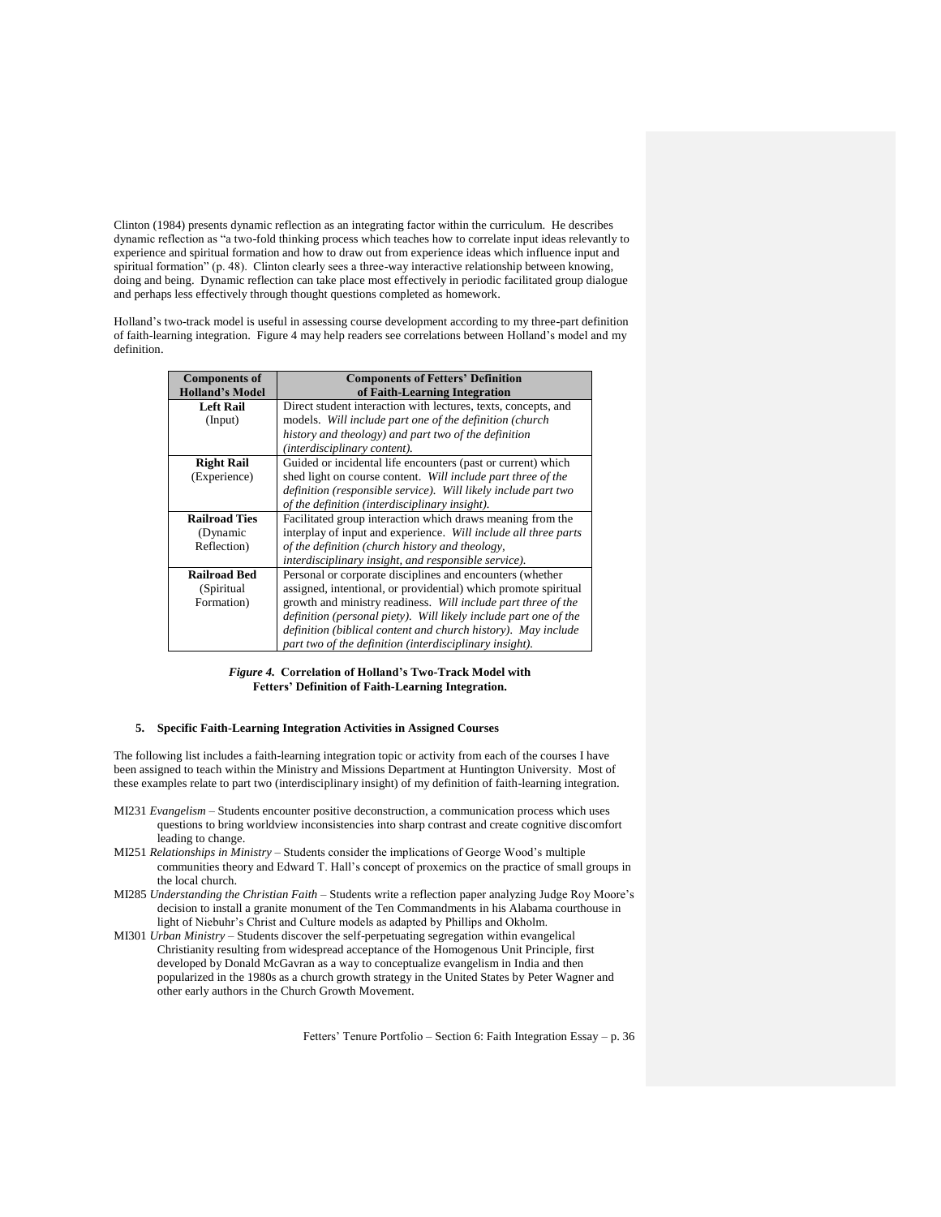Clinton (1984) presents dynamic reflection as an integrating factor within the curriculum. He describes dynamic reflection as "a two-fold thinking process which teaches how to correlate input ideas relevantly to experience and spiritual formation and how to draw out from experience ideas which influence input and spiritual formation" (p. 48). Clinton clearly sees a three-way interactive relationship between knowing, doing and being. Dynamic reflection can take place most effectively in periodic facilitated group dialogue and perhaps less effectively through thought questions completed as homework.

Holland's two-track model is useful in assessing course development according to my three-part definition of faith-learning integration. Figure 4 may help readers see correlations between Holland's model and my definition.

| Components of Holland's Model | Components of Fetters' Definition of Faith-Learning Integration |
|---|---|
| **Left Rail** (Input) | Direct student interaction with lectures, texts, concepts, and models. *Will include part one of the definition (church history and theology) and part two of the definition (interdisciplinary content).* |
| **Right Rail** (Experience) | Guided or incidental life encounters (past or current) which shed light on course content. *Will include part three of the definition (responsible service). Will likely include part two of the definition (interdisciplinary insight).* |
| **Railroad Ties** (Dynamic Reflection) | Facilitated group interaction which draws meaning from the interplay of input and experience. *Will include all three parts of the definition (church history and theology, interdisciplinary insight, and responsible service).* |
| **Railroad Bed** (Spiritual Formation) | Personal or corporate disciplines and encounters (whether assigned, intentional, or providential) which promote spiritual growth and ministry readiness. *Will include part three of the definition (personal piety). Will likely include part one of the definition (biblical content and church history). May include part two of the definition (interdisciplinary insight).* |

***Figure 4.*** **Correlation of Holland's Two-Track Model with Fetters' Definition of Faith-Learning Integration.**

### 5. Specific Faith-Learning Integration Activities in Assigned Courses

The following list includes a faith-learning integration topic or activity from each of the courses I have been assigned to teach within the Ministry and Missions Department at Huntington University. Most of these examples relate to part two (interdisciplinary insight) of my definition of faith-learning integration.

- MI231 *Evangelism* – Students encounter positive deconstruction, a communication process which uses questions to bring worldview inconsistencies into sharp contrast and create cognitive discomfort leading to change.
- MI251 *Relationships in Ministry* – Students consider the implications of George Wood's multiple communities theory and Edward T. Hall's concept of proxemics on the practice of small groups in the local church.
- MI285 *Understanding the Christian Faith* – Students write a reflection paper analyzing Judge Roy Moore's decision to install a granite monument of the Ten Commandments in his Alabama courthouse in light of Niebuhr's Christ and Culture models as adapted by Phillips and Okholm.
- MI301 *Urban Ministry* – Students discover the self-perpetuating segregation within evangelical Christianity resulting from widespread acceptance of the Homogenous Unit Principle, first developed by Donald McGavran as a way to conceptualize evangelism in India and then popularized in the 1980s as a church growth strategy in the United States by Peter Wagner and other early authors in the Church Growth Movement.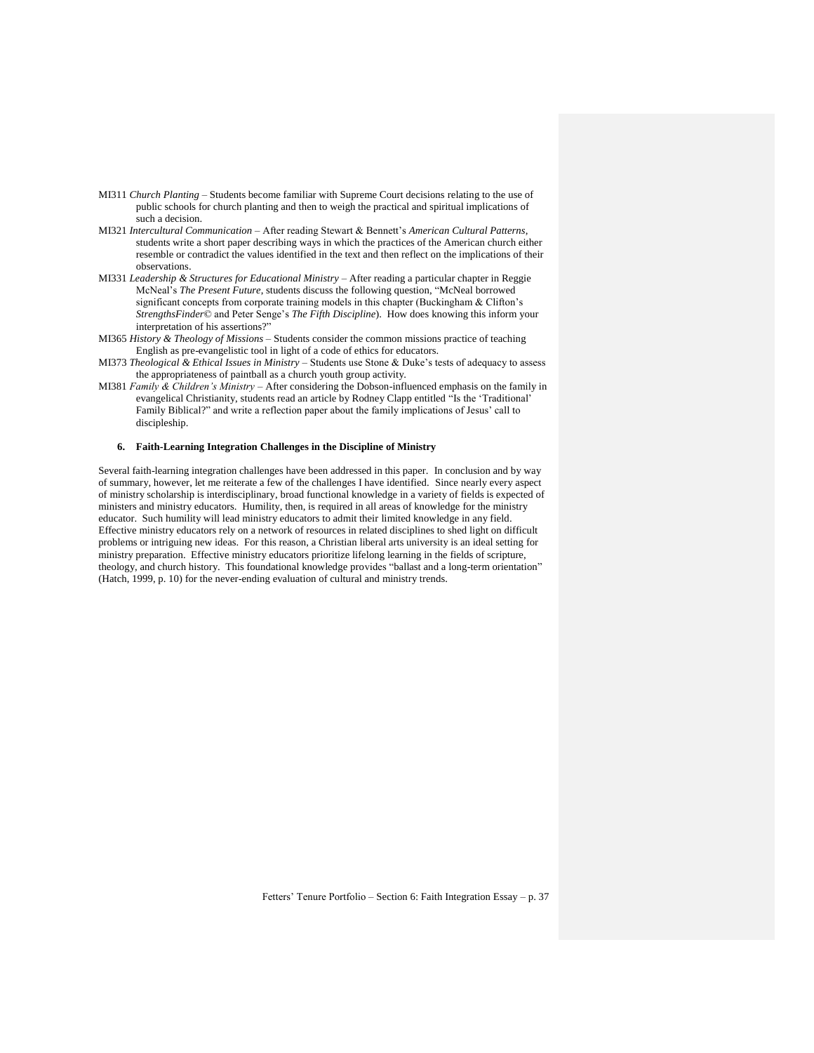MI311 *Church Planting* – Students become familiar with Supreme Court decisions relating to the use of public schools for church planting and then to weigh the practical and spiritual implications of such a decision.

MI321 *Intercultural Communication* – After reading Stewart & Bennett's *American Cultural Patterns*, students write a short paper describing ways in which the practices of the American church either resemble or contradict the values identified in the text and then reflect on the implications of their observations.

MI331 *Leadership & Structures for Educational Ministry* – After reading a particular chapter in Reggie McNeal's *The Present Future*, students discuss the following question, "McNeal borrowed significant concepts from corporate training models in this chapter (Buckingham & Clifton's *StrengthsFinder©* and Peter Senge's *The Fifth Discipline*). How does knowing this inform your interpretation of his assertions?"

MI365 *History & Theology of Missions* – Students consider the common missions practice of teaching English as pre-evangelistic tool in light of a code of ethics for educators.

MI373 *Theological & Ethical Issues in Ministry* – Students use Stone & Duke's tests of adequacy to assess the appropriateness of paintball as a church youth group activity.

MI381 *Family & Children's Ministry* – After considering the Dobson-influenced emphasis on the family in evangelical Christianity, students read an article by Rodney Clapp entitled "Is the 'Traditional' Family Biblical?" and write a reflection paper about the family implications of Jesus' call to discipleship.

### 6. Faith-Learning Integration Challenges in the Discipline of Ministry

Several faith-learning integration challenges have been addressed in this paper. In conclusion and by way of summary, however, let me reiterate a few of the challenges I have identified. Since nearly every aspect of ministry scholarship is interdisciplinary, broad functional knowledge in a variety of fields is expected of ministers and ministry educators. Humility, then, is required in all areas of knowledge for the ministry educator. Such humility will lead ministry educators to admit their limited knowledge in any field. Effective ministry educators rely on a network of resources in related disciplines to shed light on difficult problems or intriguing new ideas. For this reason, a Christian liberal arts university is an ideal setting for ministry preparation. Effective ministry educators prioritize lifelong learning in the fields of scripture, theology, and church history. This foundational knowledge provides "ballast and a long-term orientation" (Hatch, 1999, p. 10) for the never-ending evaluation of cultural and ministry trends.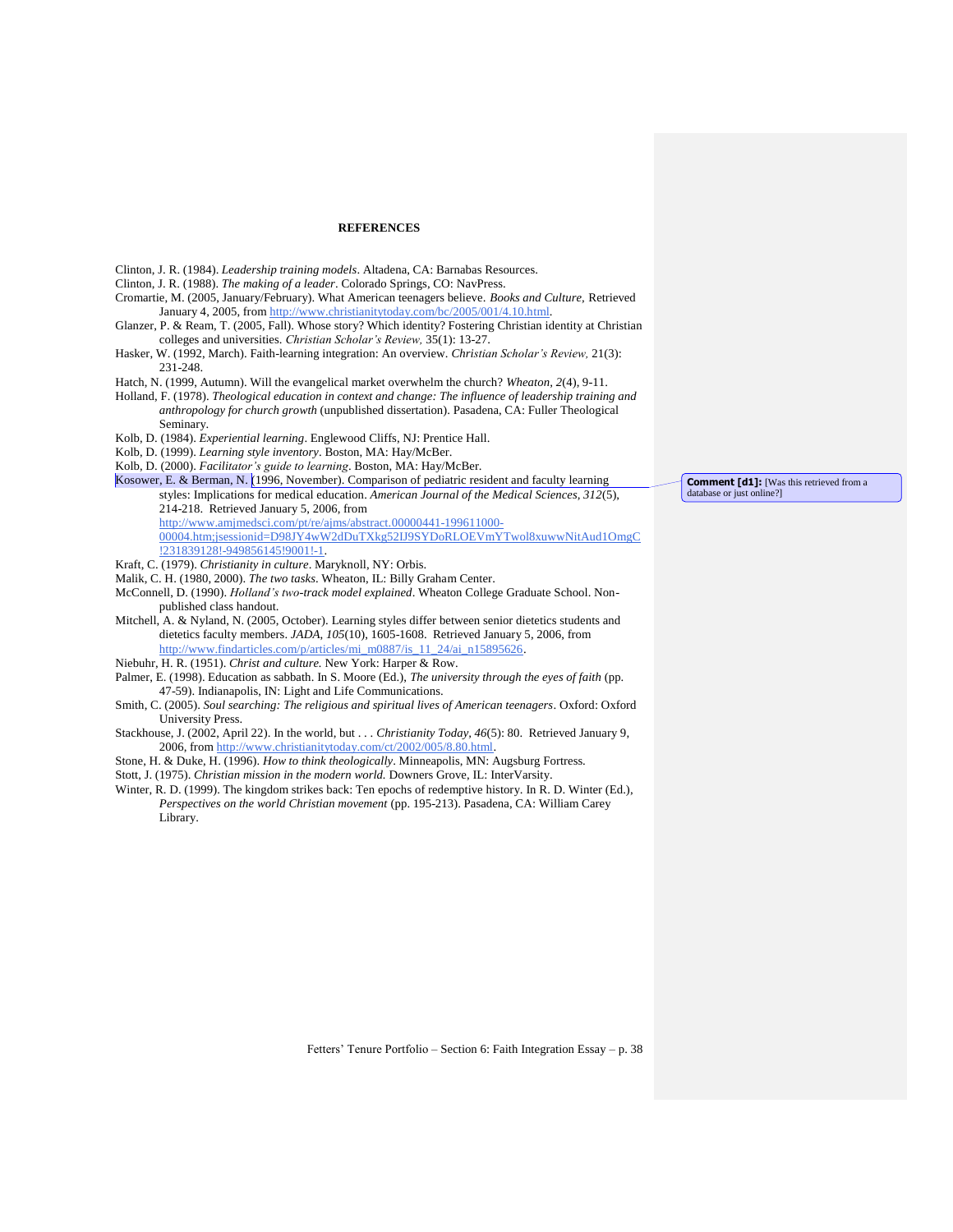# REFERENCES

Clinton, J. R. (1984). *Leadership training models*. Altadena, CA: Barnabas Resources.

Clinton, J. R. (1988). *The making of a leader*. Colorado Springs, CO: NavPress.

Cromartie, M. (2005, January/February). What American teenagers believe. *Books and Culture,* Retrieved January 4, 2005, from http://www.christianitytoday.com/bc/2005/001/4.10.html.

Glanzer, P. & Ream, T. (2005, Fall). Whose story? Which identity? Fostering Christian identity at Christian colleges and universities. *Christian Scholar's Review,* 35(1): 13-27.

Hasker, W. (1992, March). Faith-learning integration: An overview. *Christian Scholar's Review,* 21(3): 231-248.

Hatch, N. (1999, Autumn). Will the evangelical market overwhelm the church? *Wheaton, 2*(4), 9-11.

Holland, F. (1978). *Theological education in context and change: The influence of leadership training and anthropology for church growth* (unpublished dissertation). Pasadena, CA: Fuller Theological Seminary.

Kolb, D. (1984). *Experiential learning*. Englewood Cliffs, NJ: Prentice Hall.

Kolb, D. (1999). *Learning style inventory*. Boston, MA: Hay/McBer.

Kolb, D. (2000). *Facilitator's guide to learning*. Boston, MA: Hay/McBer.

Kosower, E. & Berman, N. (1996, November). Comparison of pediatric resident and faculty learning styles: Implications for medical education. *American Journal of the Medical Sciences, 312*(5), 214-218. Retrieved January 5, 2006, from http://www.amjmedsci.com/pt/re/ajms/abstract.00000441-199611000-00004.htm;jsessionid=D98JY4wW2dDuTXkg52IJ9SYDoRLOEVmYTwol8xuwwNitAud1OmgC!231839128!-949856145!9001!-1.

Comment [d1]: [Was this retrieved from a database or just online?]

Kraft, C. (1979). *Christianity in culture*. Maryknoll, NY: Orbis.

Malik, C. H. (1980, 2000). *The two tasks*. Wheaton, IL: Billy Graham Center.

McConnell, D. (1990). *Holland's two-track model explained*. Wheaton College Graduate School. Non-published class handout.

Mitchell, A. & Nyland, N. (2005, October). Learning styles differ between senior dietetics students and dietetics faculty members. *JADA, 105*(10), 1605-1608. Retrieved January 5, 2006, from http://www.findarticles.com/p/articles/mi_m0887/is_11_24/ai_n15895626.

Niebuhr, H. R. (1951). *Christ and culture.* New York: Harper & Row.

Palmer, E. (1998). Education as sabbath. In S. Moore (Ed.), *The university through the eyes of faith* (pp. 47-59). Indianapolis, IN: Light and Life Communications.

Smith, C. (2005). *Soul searching: The religious and spiritual lives of American teenagers*. Oxford: Oxford University Press.

Stackhouse, J. (2002, April 22). In the world, but . . . *Christianity Today, 46*(5): 80. Retrieved January 9, 2006, from http://www.christianitytoday.com/ct/2002/005/8.80.html.

Stone, H. & Duke, H. (1996). *How to think theologically*. Minneapolis, MN: Augsburg Fortress.

Stott, J. (1975). *Christian mission in the modern world.* Downers Grove, IL: InterVarsity.

Winter, R. D. (1999). The kingdom strikes back: Ten epochs of redemptive history. In R. D. Winter (Ed.), *Perspectives on the world Christian movement* (pp. 195-213). Pasadena, CA: William Carey Library.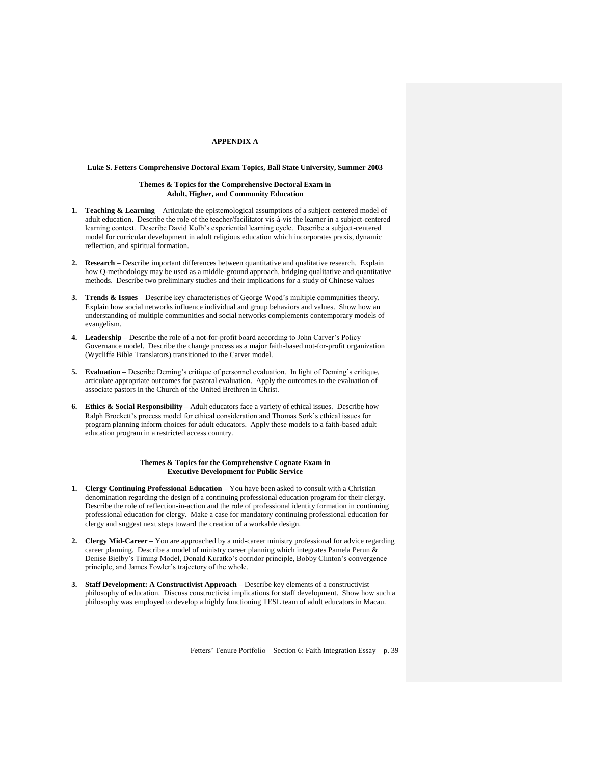## APPENDIX A

**Luke S. Fetters Comprehensive Doctoral Exam Topics, Ball State University, Summer 2003**

**Themes & Topics for the Comprehensive Doctoral Exam in Adult, Higher, and Community Education**

1. **Teaching & Learning –** Articulate the epistemological assumptions of a subject-centered model of adult education. Describe the role of the teacher/facilitator vis-à-vis the learner in a subject-centered learning context. Describe David Kolb's experiential learning cycle. Describe a subject-centered model for curricular development in adult religious education which incorporates praxis, dynamic reflection, and spiritual formation.

2. **Research –** Describe important differences between quantitative and qualitative research. Explain how Q-methodology may be used as a middle-ground approach, bridging qualitative and quantitative methods. Describe two preliminary studies and their implications for a study of Chinese values

3. **Trends & Issues –** Describe key characteristics of George Wood's multiple communities theory. Explain how social networks influence individual and group behaviors and values. Show how an understanding of multiple communities and social networks complements contemporary models of evangelism.

4. **Leadership –** Describe the role of a not-for-profit board according to John Carver's Policy Governance model. Describe the change process as a major faith-based not-for-profit organization (Wycliffe Bible Translators) transitioned to the Carver model.

5. **Evaluation –** Describe Deming's critique of personnel evaluation. In light of Deming's critique, articulate appropriate outcomes for pastoral evaluation. Apply the outcomes to the evaluation of associate pastors in the Church of the United Brethren in Christ.

6. **Ethics & Social Responsibility –** Adult educators face a variety of ethical issues. Describe how Ralph Brockett's process model for ethical consideration and Thomas Sork's ethical issues for program planning inform choices for adult educators. Apply these models to a faith-based adult education program in a restricted access country.

**Themes & Topics for the Comprehensive Cognate Exam in Executive Development for Public Service**

1. **Clergy Continuing Professional Education –** You have been asked to consult with a Christian denomination regarding the design of a continuing professional education program for their clergy. Describe the role of reflection-in-action and the role of professional identity formation in continuing professional education for clergy. Make a case for mandatory continuing professional education for clergy and suggest next steps toward the creation of a workable design.

2. **Clergy Mid-Career –** You are approached by a mid-career ministry professional for advice regarding career planning. Describe a model of ministry career planning which integrates Pamela Perun & Denise Bielby's Timing Model, Donald Kuratko's corridor principle, Bobby Clinton's convergence principle, and James Fowler's trajectory of the whole.

3. **Staff Development: A Constructivist Approach –** Describe key elements of a constructivist philosophy of education. Discuss constructivist implications for staff development. Show how such a philosophy was employed to develop a highly functioning TESL team of adult educators in Macau.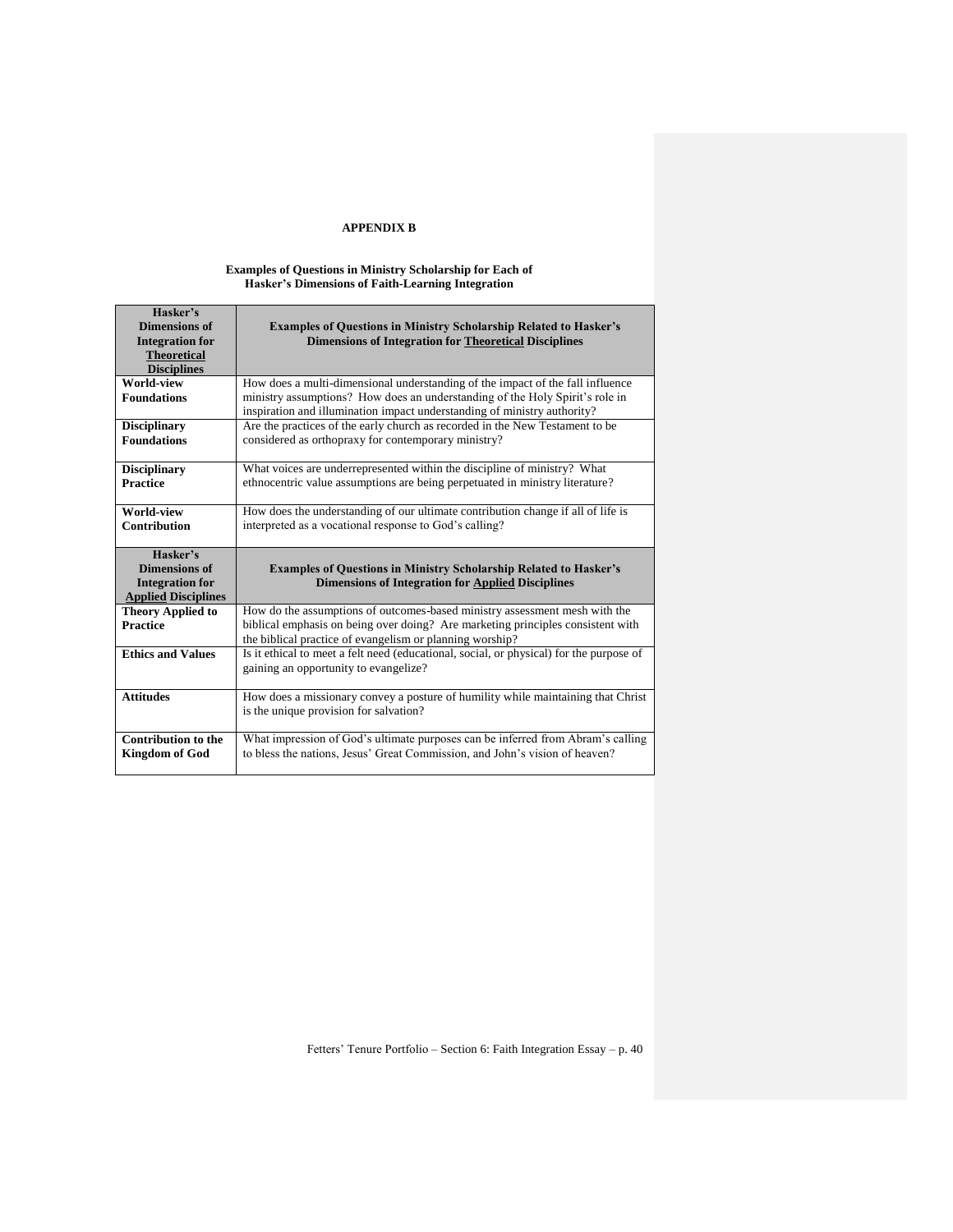# APPENDIX B

## Examples of Questions in Ministry Scholarship for Each of Hasker's Dimensions of Faith-Learning Integration

| **Hasker's Dimensions of Integration for <u>Theoretical</u> Disciplines** | **Examples of Questions in Ministry Scholarship Related to Hasker's Dimensions of Integration for <u>Theoretical</u> Disciplines** |
|---|---|
| **World-view Foundations** | How does a multi-dimensional understanding of the impact of the fall influence ministry assumptions? How does an understanding of the Holy Spirit's role in inspiration and illumination impact understanding of ministry authority? |
| **Disciplinary Foundations** | Are the practices of the early church as recorded in the New Testament to be considered as orthopraxy for contemporary ministry? |
| **Disciplinary Practice** | What voices are underrepresented within the discipline of ministry? What ethnocentric value assumptions are being perpetuated in ministry literature? |
| **World-view Contribution** | How does the understanding of our ultimate contribution change if all of life is interpreted as a vocational response to God's calling? |
| **Hasker's Dimensions of Integration for <u>Applied</u> Disciplines** | **Examples of Questions in Ministry Scholarship Related to Hasker's Dimensions of Integration for <u>Applied</u> Disciplines** |
| **Theory Applied to Practice** | How do the assumptions of outcomes-based ministry assessment mesh with the biblical emphasis on being over doing? Are marketing principles consistent with the biblical practice of evangelism or planning worship? |
| **Ethics and Values** | Is it ethical to meet a felt need (educational, social, or physical) for the purpose of gaining an opportunity to evangelize? |
| **Attitudes** | How does a missionary convey a posture of humility while maintaining that Christ is the unique provision for salvation? |
| **Contribution to the Kingdom of God** | What impression of God's ultimate purposes can be inferred from Abram's calling to bless the nations, Jesus' Great Commission, and John's vision of heaven? |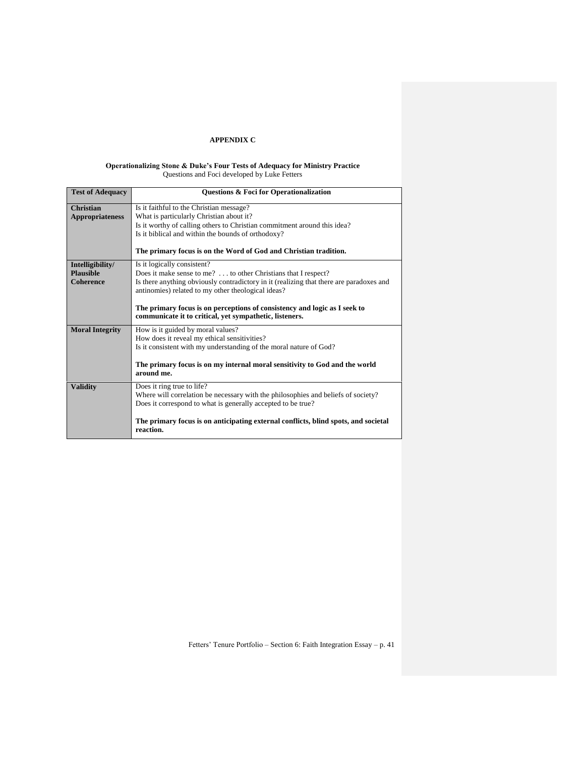# APPENDIX C

**Operationalizing Stone & Duke's Four Tests of Adequacy for Ministry Practice**
Questions and Foci developed by Luke Fetters

| Test of Adequacy | Questions & Foci for Operationalization |
|---|---|
| **Christian Appropriateness** | Is it faithful to the Christian message?<br>What is particularly Christian about it?<br>Is it worthy of calling others to Christian commitment around this idea?<br>Is it biblical and within the bounds of orthodoxy?<br><br>**The primary focus is on the Word of God and Christian tradition.** |
| **Intelligibility/ Plausible Coherence** | Is it logically consistent?<br>Does it make sense to me? . . . to other Christians that I respect?<br>Is there anything obviously contradictory in it (realizing that there are paradoxes and antinomies) related to my other theological ideas?<br><br>**The primary focus is on perceptions of consistency and logic as I seek to communicate it to critical, yet sympathetic, listeners.** |
| **Moral Integrity** | How is it guided by moral values?<br>How does it reveal my ethical sensitivities?<br>Is it consistent with my understanding of the moral nature of God?<br><br>**The primary focus is on my internal moral sensitivity to God and the world around me.** |
| **Validity** | Does it ring true to life?<br>Where will correlation be necessary with the philosophies and beliefs of society?<br>Does it correspond to what is generally accepted to be true?<br><br>**The primary focus is on anticipating external conflicts, blind spots, and societal reaction.** |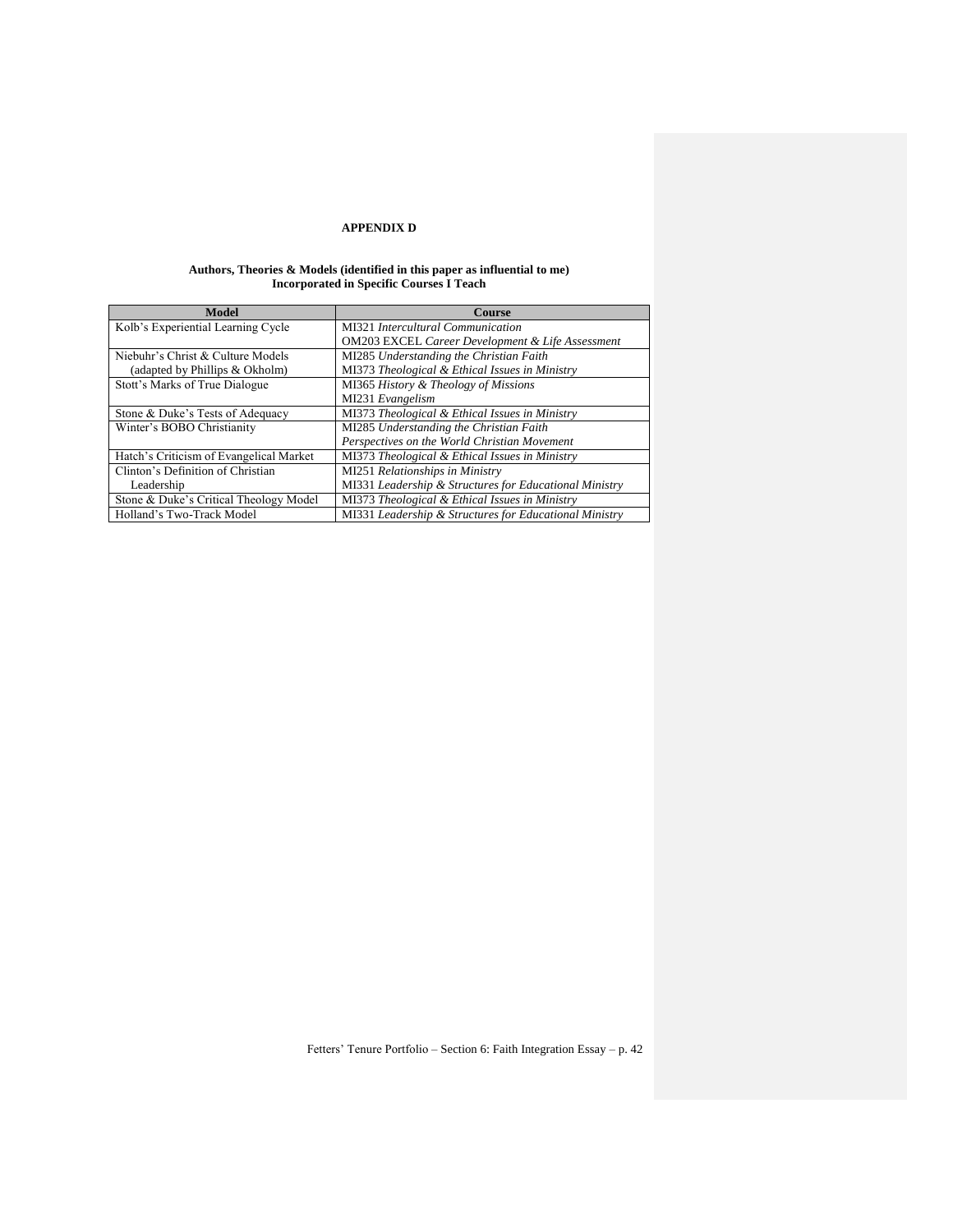## APPENDIX D

**Authors, Theories & Models (identified in this paper as influential to me) Incorporated in Specific Courses I Teach**

| Model | Course |
|---|---|
| Kolb's Experiential Learning Cycle | MI321 *Intercultural Communication*<br>OM203 EXCEL *Career Development & Life Assessment* |
| Niebuhr's Christ & Culture Models (adapted by Phillips & Okholm) | MI285 *Understanding the Christian Faith*<br>MI373 *Theological & Ethical Issues in Ministry* |
| Stott's Marks of True Dialogue | MI365 *History & Theology of Missions*<br>MI231 *Evangelism* |
| Stone & Duke's Tests of Adequacy | MI373 *Theological & Ethical Issues in Ministry* |
| Winter's BOBO Christianity | MI285 *Understanding the Christian Faith*<br>*Perspectives on the World Christian Movement* |
| Hatch's Criticism of Evangelical Market | MI373 *Theological & Ethical Issues in Ministry* |
| Clinton's Definition of Christian Leadership | MI251 *Relationships in Ministry*<br>MI331 *Leadership & Structures for Educational Ministry* |
| Stone & Duke's Critical Theology Model | MI373 *Theological & Ethical Issues in Ministry* |
| Holland's Two-Track Model | MI331 *Leadership & Structures for Educational Ministry* |